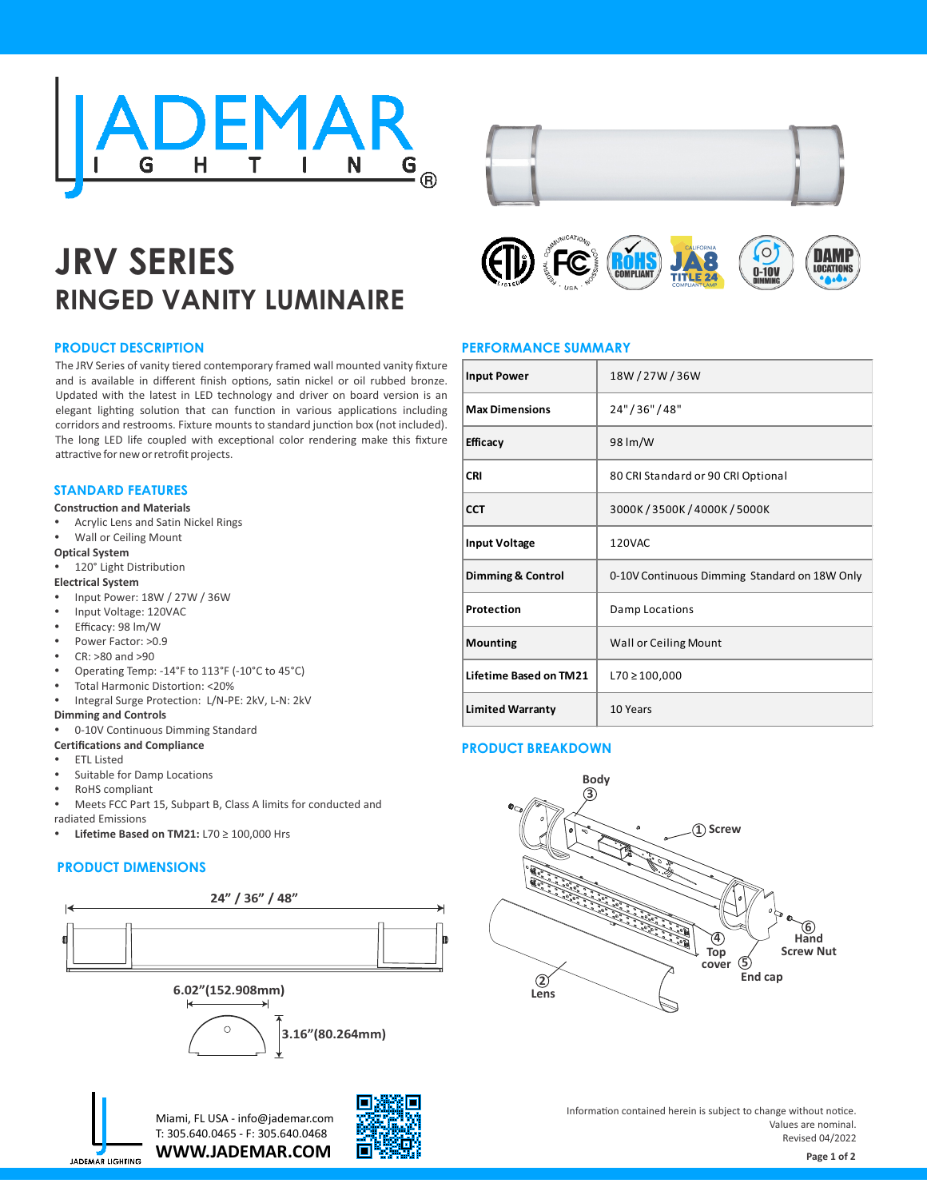# JRV SERIES
## RINGED VANITY LUMINAIRE

### PRODUCT DESCRIPTION

The JRV Series of vanity tiered contemporary framed wall mounted vanity fixture and is available in different finish options, satin nickel or oil rubbed bronze. Updated with the latest in LED technology and driver on board version is an elegant lighting solution that can function in various applications including corridors and restrooms. Fixture mounts to standard junction box (not included). The long LED life coupled with exceptional color rendering make this fixture attractive for new or retrofit projects.

### STANDARD FEATURES

**Construction and Materials**
- Acrylic Lens and Satin Nickel Rings
- Wall or Ceiling Mount

**Optical System**
- 120° Light Distribution

**Electrical System**
- Input Power: 18W / 27W / 36W
- Input Voltage: 120VAC
- Efficacy: 98 lm/W
- Power Factor: >0.9
- CR: >80 and >90
- Operating Temp: -14°F to 113°F (-10°C to 45°C)
- Total Harmonic Distortion: <20%
- Integral Surge Protection: L/N-PE: 2kV, L-N: 2kV

**Dimming and Controls**
- 0-10V Continuous Dimming Standard

**Certifications and Compliance**
- ETL Listed
- Suitable for Damp Locations
- RoHS compliant
- Meets FCC Part 15, Subpart B, Class A limits for conducted and radiated Emissions
- **Lifetime Based on TM21:** L70 ≥ 100,000 Hrs

### PRODUCT DIMENSIONS

24" / 36" / 48"

6.02"(152.908mm)

3.16"(80.264mm)

### PERFORMANCE SUMMARY

| | |
|---|---|
| **Input Power** | 18W / 27W / 36W |
| **Max Dimensions** | 24" / 36" / 48" |
| **Efficacy** | 98 lm/W |
| **CRI** | 80 CRI Standard or 90 CRI Optional |
| **CCT** | 3000K / 3500K / 4000K / 5000K |
| **Input Voltage** | 120VAC |
| **Dimming & Control** | 0-10V Continuous Dimming Standard on 18W Only |
| **Protection** | Damp Locations |
| **Mounting** | Wall or Ceiling Mount |
| **Lifetime Based on TM21** | L70 ≥ 100,000 |
| **Limited Warranty** | 10 Years |

### PRODUCT BREAKDOWN

1. Screw
2. Lens
3. Body
4. Top cover
5. End cap
6. Hand Screw Nut

Miami, FL USA - info@jademar.com
T: 305.640.0465 - F: 305.640.0468
**WWW.JADEMAR.COM**

Information contained herein is subject to change without notice.
Values are nominal.
Revised 04/2022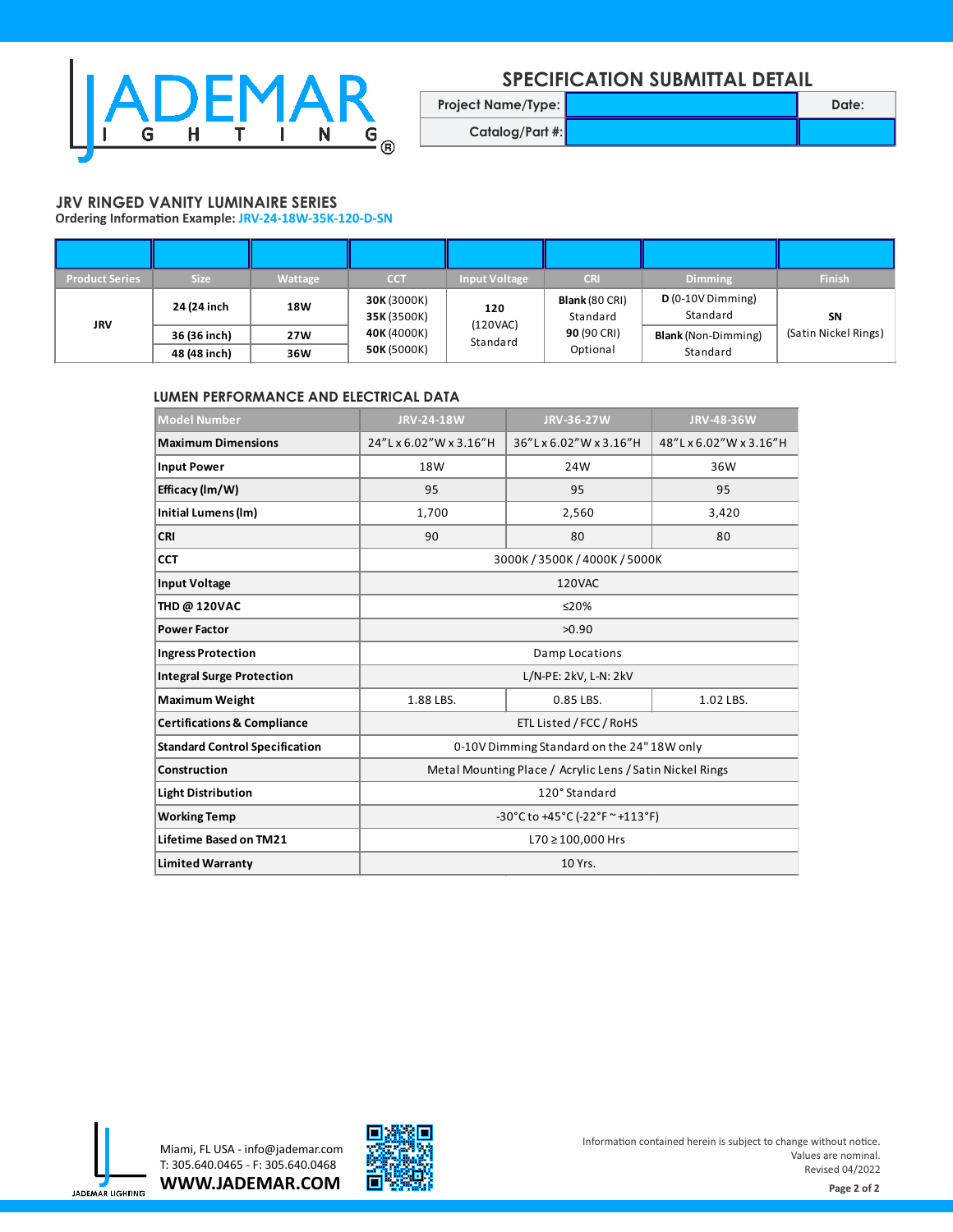JADEMAR LIGHTING®

## SPECIFICATION SUBMITTAL DETAIL

| Project Name/Type: | | Date: |
|---|---|---|
| Catalog/Part #: | | |

## JRV RINGED VANITY LUMINAIRE SERIES

**Ordering Information Example:** JRV-24-18W-35K-120-D-SN

| Product Series | Size | Wattage | CCT | Input Voltage | CRI | Dimming | Finish |
|---|---|---|---|---|---|---|---|
| JRV | **24** (24 inch) | **18W** | **30K** (3000K) **35K** (3500K) **40K** (4000K) **50K** (5000K) | **120** (120VAC) Standard | **Blank** (80 CRI) Standard **90** (90 CRI) Optional | **D** (0-10V Dimming) Standard **Blank** (Non-Dimming) Standard | **SN** (Satin Nickel Rings) |
| | **36** (36 inch) | **27W** | | | | | |
| | **48** (48 inch) | **36W** | | | | | |

### LUMEN PERFORMANCE AND ELECTRICAL DATA

| Model Number | JRV-24-18W | JRV-36-27W | JRV-48-36W |
|---|---|---|---|
| **Maximum Dimensions** | 24"L x 6.02"W x 3.16"H | 36"L x 6.02"W x 3.16"H | 48"L x 6.02"W x 3.16"H |
| **Input Power** | 18W | 24W | 36W |
| **Efficacy (lm/W)** | 95 | 95 | 95 |
| **Initial Lumens (lm)** | 1,700 | 2,560 | 3,420 |
| **CRI** | 90 | 80 | 80 |
| **CCT** | 3000K / 3500K / 4000K / 5000K | | |
| **Input Voltage** | 120VAC | | |
| **THD @ 120VAC** | ≤20% | | |
| **Power Factor** | >0.90 | | |
| **Ingress Protection** | Damp Locations | | |
| **Integral Surge Protection** | L/N-PE: 2kV, L-N: 2kV | | |
| **Maximum Weight** | 1.88 LBS. | 0.85 LBS. | 1.02 LBS. |
| **Certifications & Compliance** | ETL Listed / FCC / RoHS | | |
| **Standard Control Specification** | 0-10V Dimming Standard on the 24" 18W only | | |
| **Construction** | Metal Mounting Place / Acrylic Lens / Satin Nickel Rings | | |
| **Light Distribution** | 120° Standard | | |
| **Working Temp** | -30°C to +45°C (-22°F ~ +113°F) | | |
| **Lifetime Based on TM21** | L70 ≥ 100,000 Hrs | | |
| **Limited Warranty** | 10 Yrs. | | |

JADEMAR LIGHTING

Miami, FL USA - info@jademar.com
T: 305.640.0465 - F: 305.640.0468
**WWW.JADEMAR.COM**

Information contained herein is subject to change without notice.
Values are nominal.
Revised 04/2022